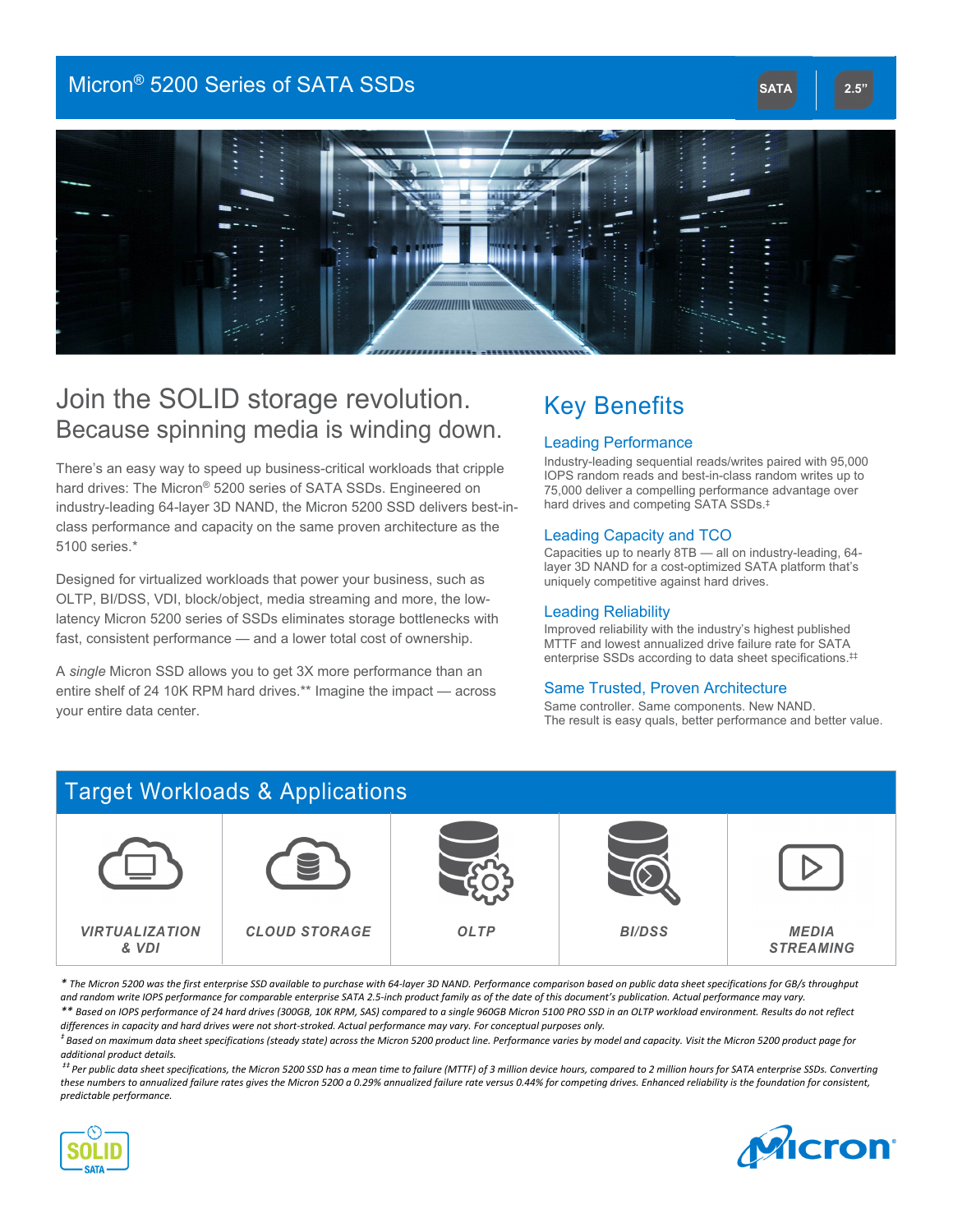# Micron® 5200 Series of SATA SSDs

SATA | 2.5"

## Join the SOLID storage revolution.
### Because spinning media is winding down.

There's an easy way to speed up business-critical workloads that cripple hard drives: The Micron® 5200 series of SATA SSDs. Engineered on industry-leading 64-layer 3D NAND, the Micron 5200 SSD delivers best-in-class performance and capacity on the same proven architecture as the 5100 series.*

Designed for virtualized workloads that power your business, such as OLTP, BI/DSS, VDI, block/object, media streaming and more, the low-latency Micron 5200 series of SSDs eliminates storage bottlenecks with fast, consistent performance — and a lower total cost of ownership.

A *single* Micron SSD allows you to get 3X more performance than an entire shelf of 24 10K RPM hard drives.** Imagine the impact — across your entire data center.

## Key Benefits

### Leading Performance

Industry-leading sequential reads/writes paired with 95,000 IOPS random reads and best-in-class random writes up to 75,000 deliver a compelling performance advantage over hard drives and competing SATA SSDs.‡

### Leading Capacity and TCO

Capacities up to nearly 8TB — all on industry-leading, 64-layer 3D NAND for a cost-optimized SATA platform that's uniquely competitive against hard drives.

### Leading Reliability

Improved reliability with the industry's highest published MTTF and lowest annualized drive failure rate for SATA enterprise SSDs according to data sheet specifications.‡‡

### Same Trusted, Proven Architecture

Same controller. Same components. New NAND.
The result is easy quals, better performance and better value.

## Target Workloads & Applications

| VIRTUALIZATION & VDI | CLOUD STORAGE | OLTP | BI/DSS | MEDIA STREAMING |
| --- | --- | --- | --- | --- |

*\* The Micron 5200 was the first enterprise SSD available to purchase with 64-layer 3D NAND. Performance comparison based on public data sheet specifications for GB/s throughput and random write IOPS performance for comparable enterprise SATA 2.5-inch product family as of the date of this document's publication. Actual performance may vary.*

*\*\* Based on IOPS performance of 24 hard drives (300GB, 10K RPM, SAS) compared to a single 960GB Micron 5100 PRO SSD in an OLTP workload environment. Results do not reflect differences in capacity and hard drives were not short-stroked. Actual performance may vary. For conceptual purposes only.*

*‡ Based on maximum data sheet specifications (steady state) across the Micron 5200 product line. Performance varies by model and capacity. Visit the Micron 5200 product page for additional product details.*

*‡‡ Per public data sheet specifications, the Micron 5200 SSD has a mean time to failure (MTTF) of 3 million device hours, compared to 2 million hours for SATA enterprise SSDs. Converting these numbers to annualized failure rates gives the Micron 5200 a 0.29% annualized failure rate versus 0.44% for competing drives. Enhanced reliability is the foundation for consistent, predictable performance.*

SOLID SATA

Micron®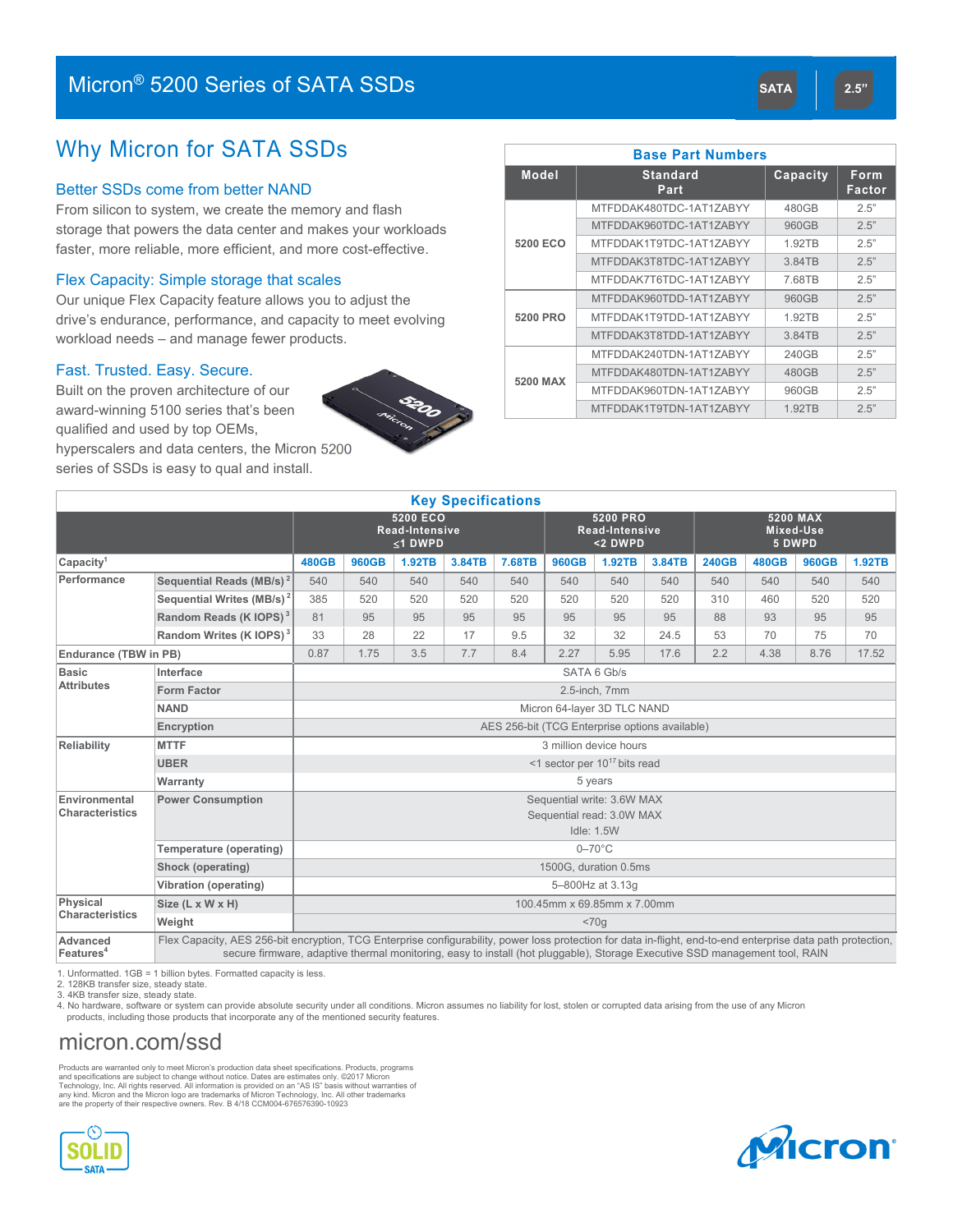# Micron® 5200 Series of SATA SSDs

SATA | 2.5"

## Why Micron for SATA SSDs

### Better SSDs come from better NAND

From silicon to system, we create the memory and flash storage that powers the data center and makes your workloads faster, more reliable, more efficient, and more cost-effective.

### Flex Capacity: Simple storage that scales

Our unique Flex Capacity feature allows you to adjust the drive's endurance, performance, and capacity to meet evolving workload needs – and manage fewer products.

### Fast. Trusted. Easy. Secure.

Built on the proven architecture of our award-winning 5100 series that's been qualified and used by top OEMs, hyperscalers and data centers, the Micron 5200 series of SSDs is easy to qual and install.

**Base Part Numbers**

| Model | Standard Part | Capacity | Form Factor |
|---|---|---|---|
| 5200 ECO | MTFDDAK480TDC-1AT1ZABYY | 480GB | 2.5" |
| | MTFDDAK960TDC-1AT1ZABYY | 960GB | 2.5" |
| | MTFDDAK1T9TDC-1AT1ZABYY | 1.92TB | 2.5" |
| | MTFDDAK3T8TDC-1AT1ZABYY | 3.84TB | 2.5" |
| | MTFDDAK7T6TDC-1AT1ZABYY | 7.68TB | 2.5" |
| 5200 PRO | MTFDDAK960TDD-1AT1ZABYY | 960GB | 2.5" |
| | MTFDDAK1T9TDD-1AT1ZABYY | 1.92TB | 2.5" |
| | MTFDDAK3T8TDD-1AT1ZABYY | 3.84TB | 2.5" |
| 5200 MAX | MTFDDAK240TDN-1AT1ZABYY | 240GB | 2.5" |
| | MTFDDAK480TDN-1AT1ZABYY | 480GB | 2.5" |
| | MTFDDAK960TDN-1AT1ZABYY | 960GB | 2.5" |
| | MTFDDAK1T9TDN-1AT1ZABYY | 1.92TB | 2.5" |

**Key Specifications**

| | | 5200 ECO Read-Intensive ≤1 DWPD | | | | | 5200 PRO Read-Intensive <2 DWPD | | | 5200 MAX Mixed-Use 5 DWPD | | | |
|---|---|---|---|---|---|---|---|---|---|---|---|---|---|
| Capacity[1] | | 480GB | 960GB | 1.92TB | 3.84TB | 7.68TB | 960GB | 1.92TB | 3.84TB | 240GB | 480GB | 960GB | 1.92TB |
| Performance | Sequential Reads (MB/s)[2] | 540 | 540 | 540 | 540 | 540 | 540 | 540 | 540 | 540 | 540 | 540 | 540 |
| | Sequential Writes (MB/s)[2] | 385 | 520 | 520 | 520 | 520 | 520 | 520 | 520 | 310 | 460 | 520 | 520 |
| | Random Reads (K IOPS)[3] | 81 | 95 | 95 | 95 | 95 | 95 | 95 | 95 | 88 | 93 | 95 | 95 |
| | Random Writes (K IOPS)[3] | 33 | 28 | 22 | 17 | 9.5 | 32 | 32 | 24.5 | 53 | 70 | 75 | 70 |
| Endurance (TBW in PB) | | 0.87 | 1.75 | 3.5 | 7.7 | 8.4 | 2.27 | 5.95 | 17.6 | 2.2 | 4.38 | 8.76 | 17.52 |
| Basic Attributes | Interface | SATA 6 Gb/s | | | | | | | | | | | |
| | Form Factor | 2.5-inch, 7mm | | | | | | | | | | | |
| | NAND | Micron 64-layer 3D TLC NAND | | | | | | | | | | | |
| | Encryption | AES 256-bit (TCG Enterprise options available) | | | | | | | | | | | |
| Reliability | MTTF | 3 million device hours | | | | | | | | | | | |
| | UBER | <1 sector per $10^{17}$ bits read | | | | | | | | | | | |
| | Warranty | 5 years | | | | | | | | | | | |
| Environmental Characteristics | Power Consumption | Sequential write: 3.6W MAX<br>Sequential read: 3.0W MAX<br>Idle: 1.5W | | | | | | | | | | | |
| | Temperature (operating) | 0–70°C | | | | | | | | | | | |
| | Shock (operating) | 1500G, duration 0.5ms | | | | | | | | | | | |
| | Vibration (operating) | 5–800Hz at 3.13g | | | | | | | | | | | |
| Physical Characteristics | Size (L x W x H) | 100.45mm x 69.85mm x 7.00mm | | | | | | | | | | | |
| | Weight | <70g | | | | | | | | | | | |
| Advanced Features[4] | Flex Capacity, AES 256-bit encryption, TCG Enterprise configurability, power loss protection for data in-flight, end-to-end enterprise data path protection, secure firmware, adaptive thermal monitoring, easy to install (hot pluggable), Storage Executive SSD management tool, RAIN | | | | | | | | | | | | |

1. Unformatted. 1GB = 1 billion bytes. Formatted capacity is less.
2. 128KB transfer size, steady state.
3. 4KB transfer size, steady state.
4. No hardware, software or system can provide absolute security under all conditions. Micron assumes no liability for lost, stolen or corrupted data arising from the use of any Micron products, including those products that incorporate any of the mentioned security features.

micron.com/ssd

Products are warranted only to meet Micron's production data sheet specifications. Products, programs and specifications are subject to change without notice. Dates are estimates only. ©2017 Micron Technology, Inc. All rights reserved. All information is provided on an "AS IS" basis without warranties of any kind. Micron and the Micron logo are trademarks of Micron Technology, Inc. All other trademarks are the property of their respective owners. Rev. B 4/18 CCM004-676576390-10923